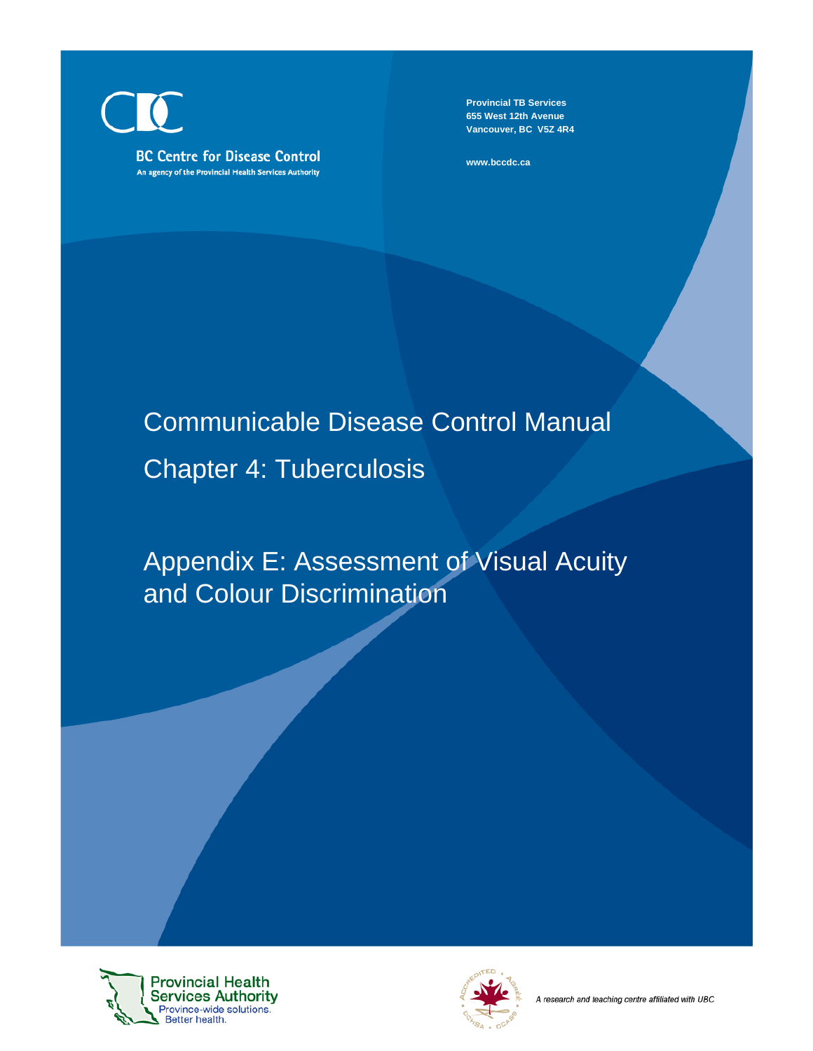BC Centre for Disease Control

An agency of the Provincial Health Services Authority

**Provincial TB Services**
**655 West 12th Avenue**
**Vancouver, BC V5Z 4R4**

**www.bccdc.ca**

# Communicable Disease Control Manual

# Chapter 4: Tuberculosis

# Appendix E: Assessment of Visual Acuity and Colour Discrimination

Provincial Health Services Authority
Province-wide solutions.
Better health.

*A research and teaching centre affiliated with UBC*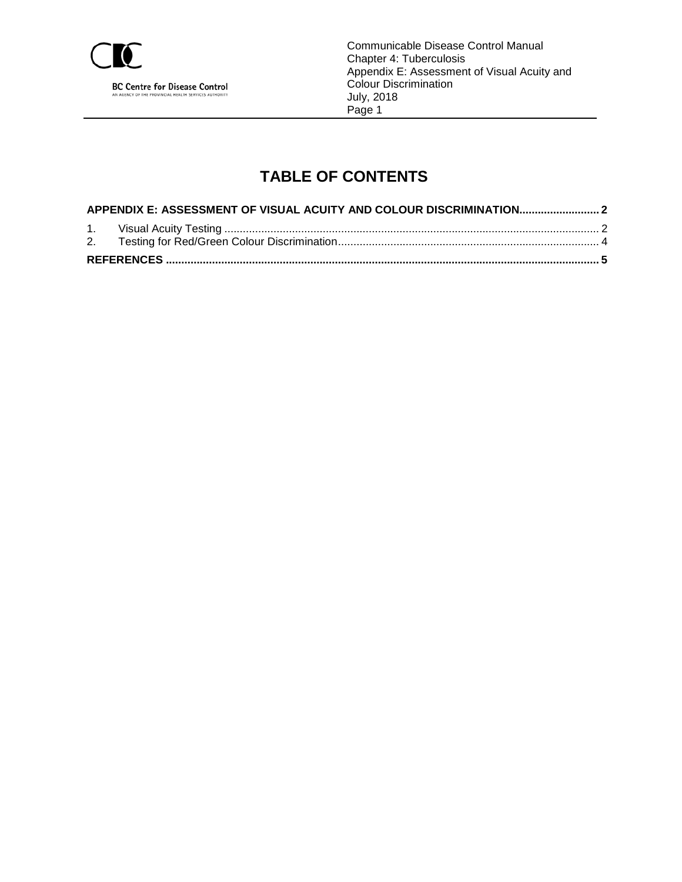# TABLE OF CONTENTS

**APPENDIX E: ASSESSMENT OF VISUAL ACUITY AND COLOUR DISCRIMINATION.......................... 2**

1. Visual Acuity Testing ........................................................................................................................ 2
2. Testing for Red/Green Colour Discrimination.................................................................................... 4

**REFERENCES ........................................................................................................................................... 5**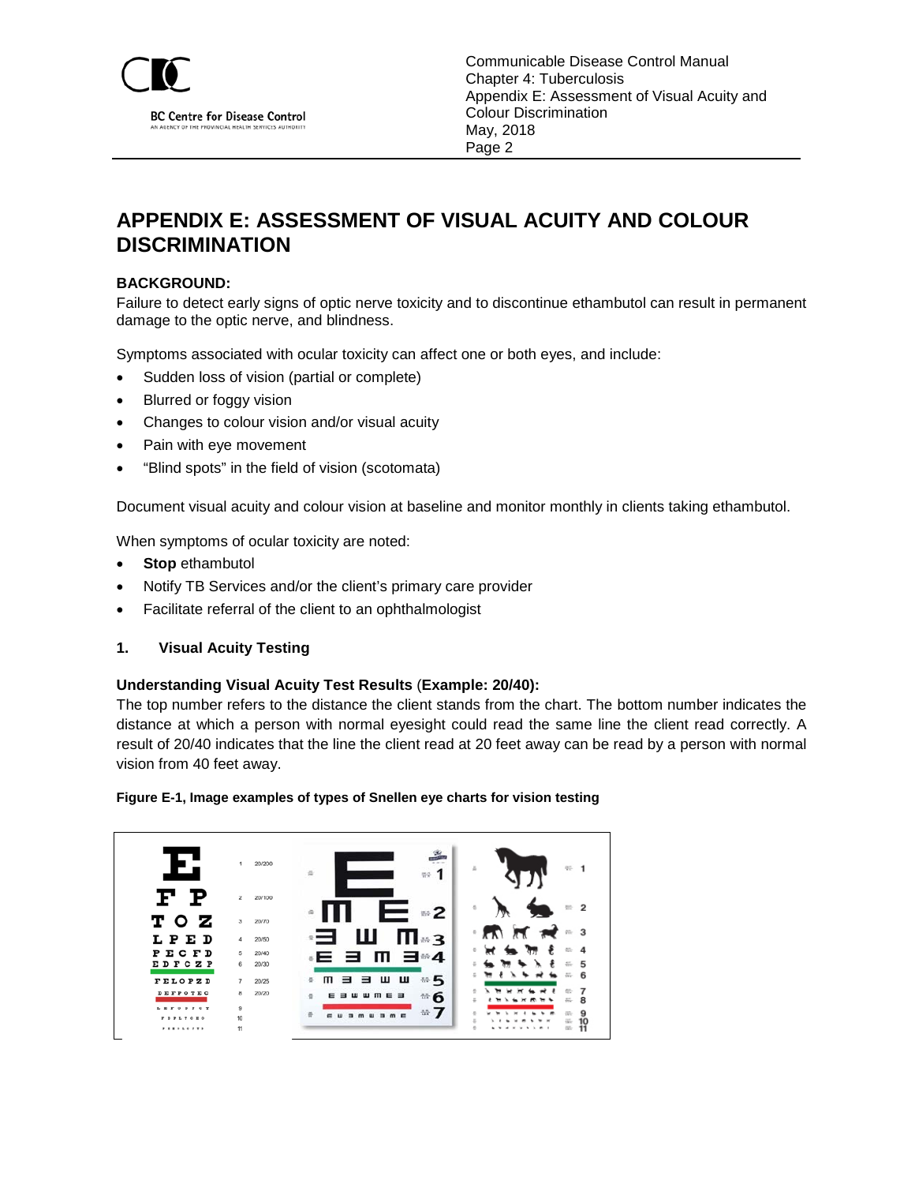# APPENDIX E: ASSESSMENT OF VISUAL ACUITY AND COLOUR DISCRIMINATION

**BACKGROUND:**

Failure to detect early signs of optic nerve toxicity and to discontinue ethambutol can result in permanent damage to the optic nerve, and blindness.

Symptoms associated with ocular toxicity can affect one or both eyes, and include:

- Sudden loss of vision (partial or complete)
- Blurred or foggy vision
- Changes to colour vision and/or visual acuity
- Pain with eye movement
- “Blind spots” in the field of vision (scotomata)

Document visual acuity and colour vision at baseline and monitor monthly in clients taking ethambutol.

When symptoms of ocular toxicity are noted:

- **Stop** ethambutol
- Notify TB Services and/or the client’s primary care provider
- Facilitate referral of the client to an ophthalmologist

## 1. Visual Acuity Testing

**Understanding Visual Acuity Test Results** (**Example: 20/40):**

The top number refers to the distance the client stands from the chart. The bottom number indicates the distance at which a person with normal eyesight could read the same line the client read correctly. A result of 20/40 indicates that the line the client read at 20 feet away can be read by a person with normal vision from 40 feet away.

**Figure E-1, Image examples of types of Snellen eye charts for vision testing**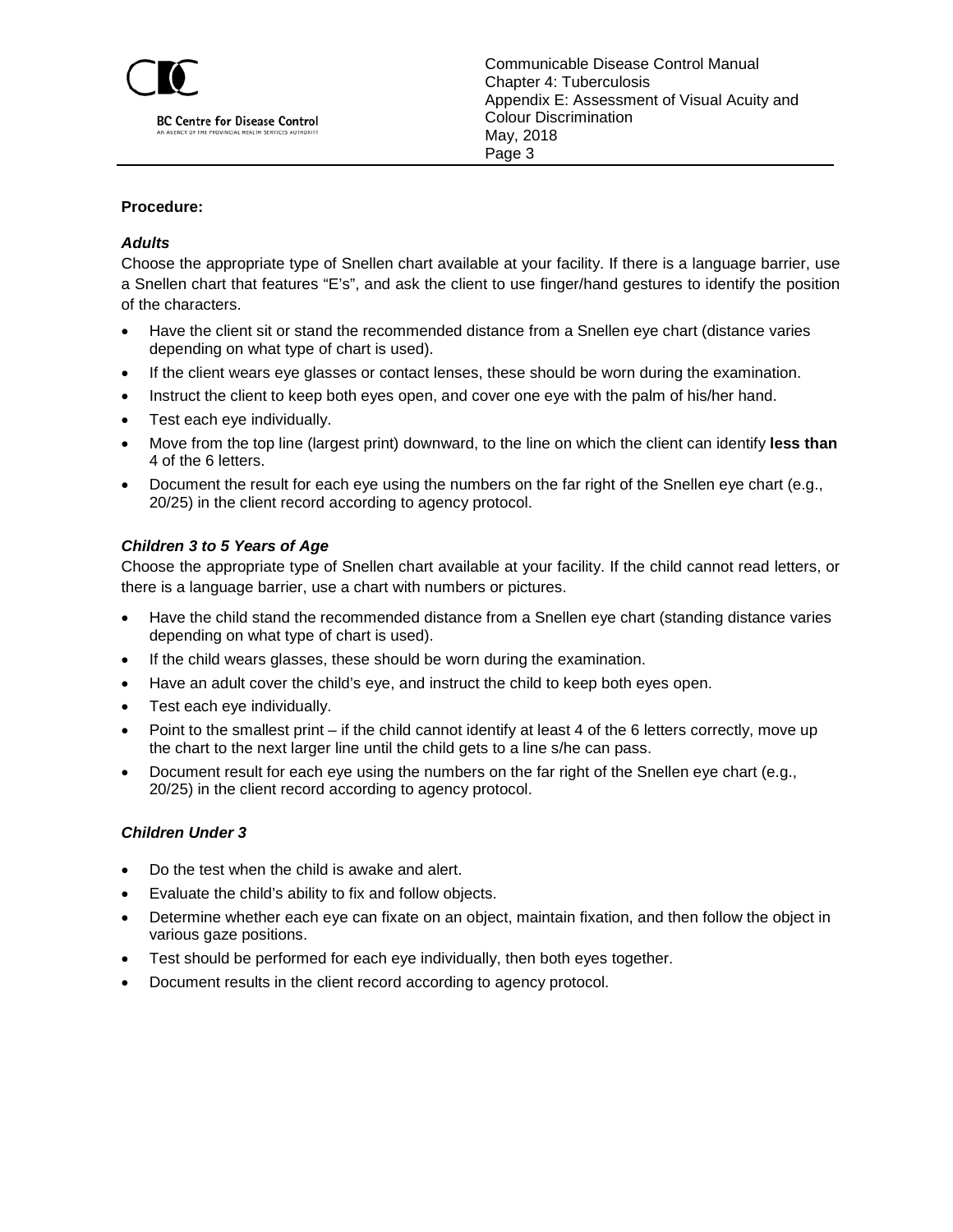**Procedure:**

***Adults***

Choose the appropriate type of Snellen chart available at your facility. If there is a language barrier, use a Snellen chart that features “E’s”, and ask the client to use finger/hand gestures to identify the position of the characters.

- Have the client sit or stand the recommended distance from a Snellen eye chart (distance varies depending on what type of chart is used).
- If the client wears eye glasses or contact lenses, these should be worn during the examination.
- Instruct the client to keep both eyes open, and cover one eye with the palm of his/her hand.
- Test each eye individually.
- Move from the top line (largest print) downward, to the line on which the client can identify **less than** 4 of the 6 letters.
- Document the result for each eye using the numbers on the far right of the Snellen eye chart (e.g., 20/25) in the client record according to agency protocol.

***Children 3 to 5 Years of Age***

Choose the appropriate type of Snellen chart available at your facility. If the child cannot read letters, or there is a language barrier, use a chart with numbers or pictures.

- Have the child stand the recommended distance from a Snellen eye chart (standing distance varies depending on what type of chart is used).
- If the child wears glasses, these should be worn during the examination.
- Have an adult cover the child’s eye, and instruct the child to keep both eyes open.
- Test each eye individually.
- Point to the smallest print – if the child cannot identify at least 4 of the 6 letters correctly, move up the chart to the next larger line until the child gets to a line s/he can pass.
- Document result for each eye using the numbers on the far right of the Snellen eye chart (e.g., 20/25) in the client record according to agency protocol.

***Children Under 3***

- Do the test when the child is awake and alert.
- Evaluate the child’s ability to fix and follow objects.
- Determine whether each eye can fixate on an object, maintain fixation, and then follow the object in various gaze positions.
- Test should be performed for each eye individually, then both eyes together.
- Document results in the client record according to agency protocol.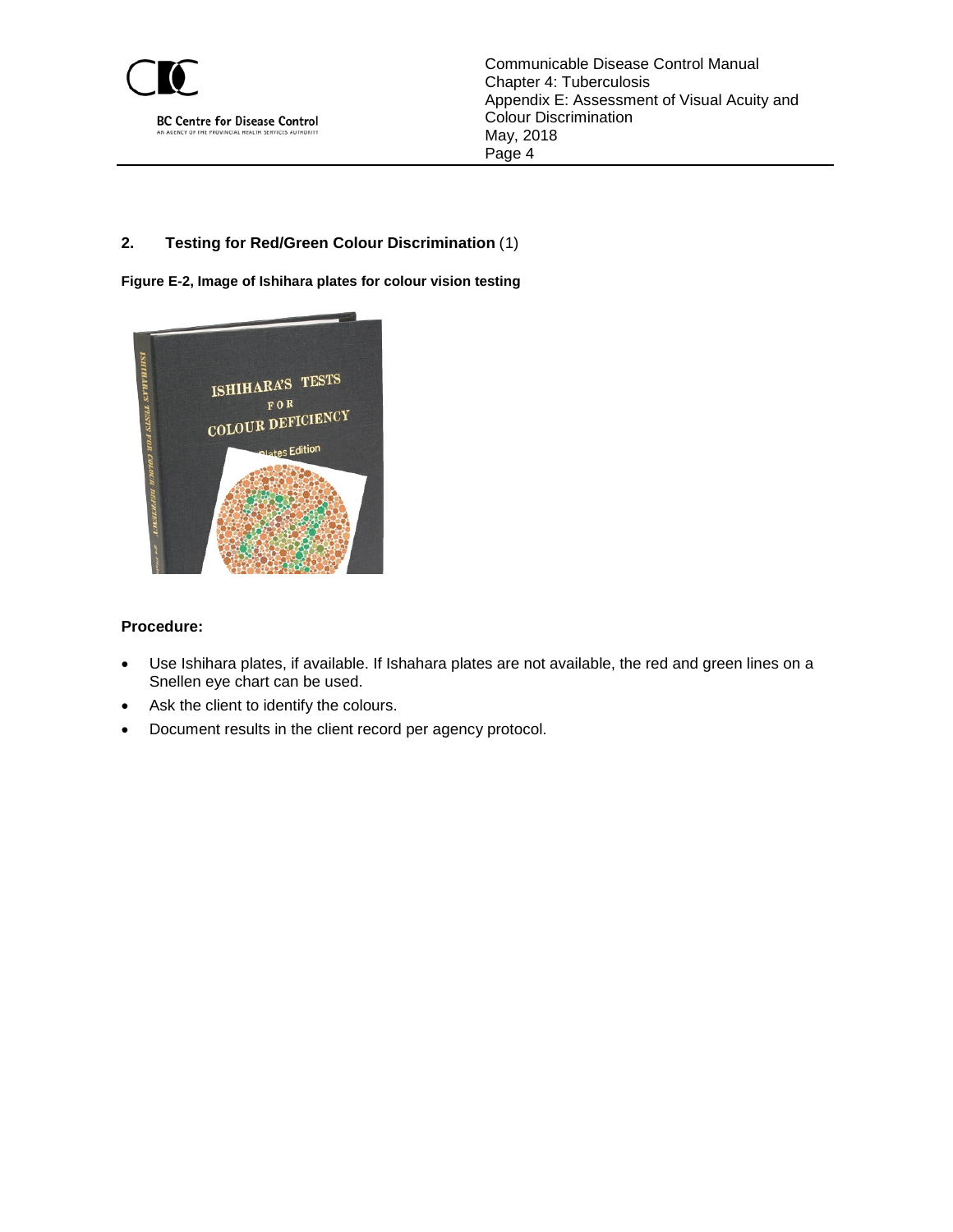## 2. Testing for Red/Green Colour Discrimination (1)

**Figure E-2, Image of Ishihara plates for colour vision testing**

**Procedure:**

- Use Ishihara plates, if available. If Ishahara plates are not available, the red and green lines on a Snellen eye chart can be used.
- Ask the client to identify the colours.
- Document results in the client record per agency protocol.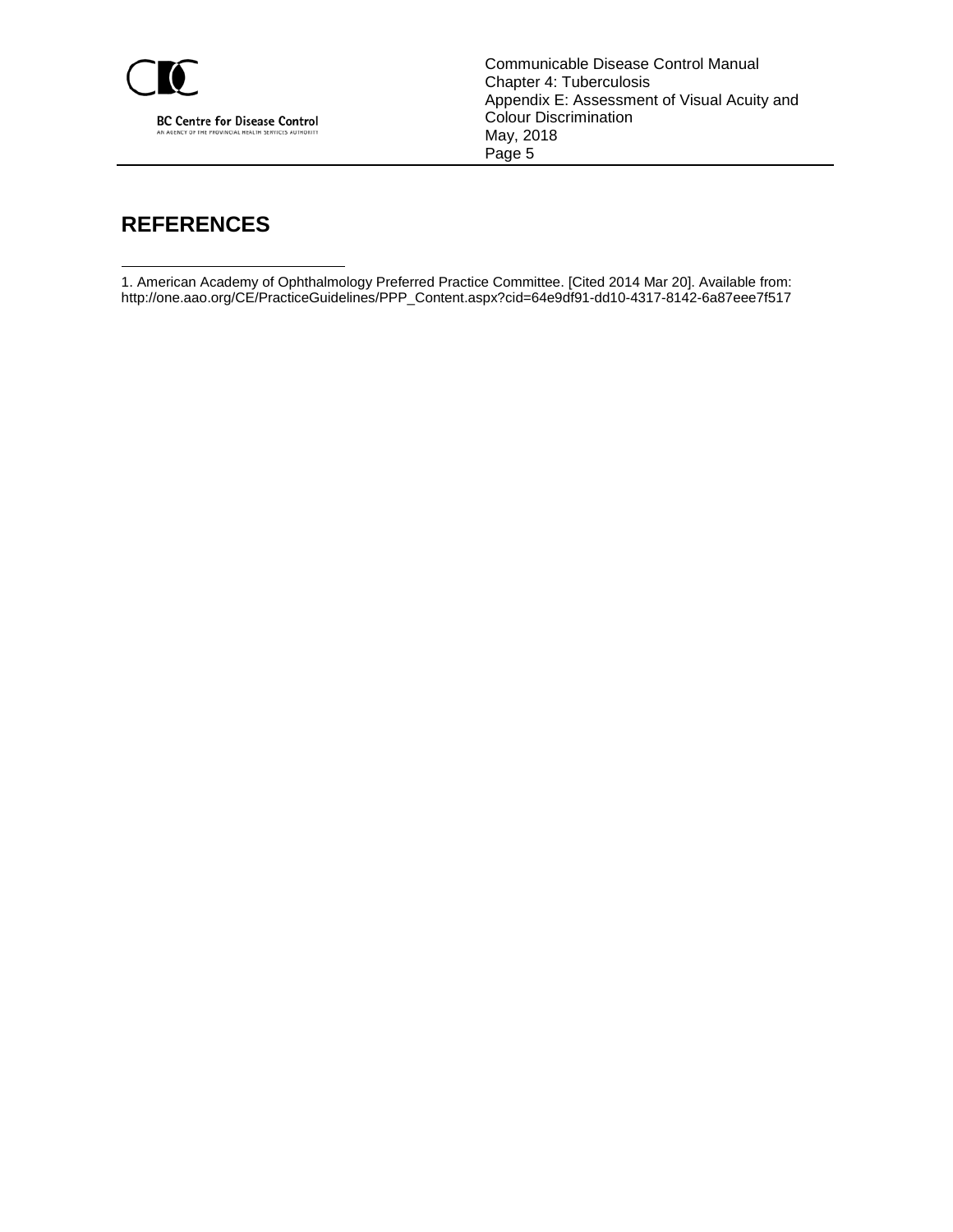## REFERENCES

1. American Academy of Ophthalmology Preferred Practice Committee. [Cited 2014 Mar 20]. Available from: http://one.aao.org/CE/PracticeGuidelines/PPP_Content.aspx?cid=64e9df91-dd10-4317-8142-6a87eee7f517